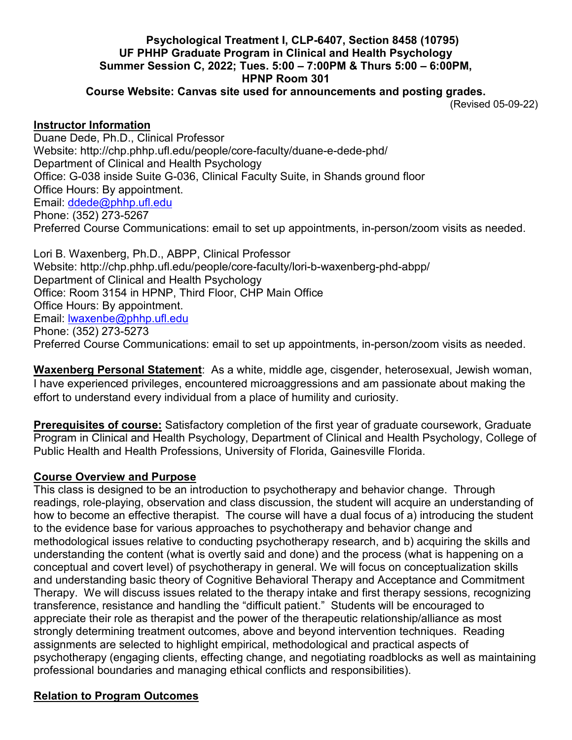**Psychological Treatment I, CLP-6407, Section 8458 (10795)**
**UF PHHP Graduate Program in Clinical and Health Psychology**
**Summer Session C, 2022; Tues. 5:00 – 7:00PM & Thurs 5:00 – 6:00PM,**
**HPNP Room 301**
**Course Website: Canvas site used for announcements and posting grades.**

(Revised 05-09-22)

## Instructor Information

Duane Dede, Ph.D., Clinical Professor
Website: http://chp.phhp.ufl.edu/people/core-faculty/duane-e-dede-phd/
Department of Clinical and Health Psychology
Office: G-038 inside Suite G-036, Clinical Faculty Suite, in Shands ground floor
Office Hours: By appointment.
Email: ddede@phhp.ufl.edu
Phone: (352) 273-5267
Preferred Course Communications: email to set up appointments, in-person/zoom visits as needed.

Lori B. Waxenberg, Ph.D., ABPP, Clinical Professor
Website: http://chp.phhp.ufl.edu/people/core-faculty/lori-b-waxenberg-phd-abpp/
Department of Clinical and Health Psychology
Office: Room 3154 in HPNP, Third Floor, CHP Main Office
Office Hours: By appointment.
Email: lwaxenbe@phhp.ufl.edu
Phone: (352) 273-5273
Preferred Course Communications: email to set up appointments, in-person/zoom visits as needed.

**Waxenberg Personal Statement**: As a white, middle age, cisgender, heterosexual, Jewish woman, I have experienced privileges, encountered microaggressions and am passionate about making the effort to understand every individual from a place of humility and curiosity.

**Prerequisites of course:** Satisfactory completion of the first year of graduate coursework, Graduate Program in Clinical and Health Psychology, Department of Clinical and Health Psychology, College of Public Health and Health Professions, University of Florida, Gainesville Florida.

## Course Overview and Purpose

This class is designed to be an introduction to psychotherapy and behavior change. Through readings, role-playing, observation and class discussion, the student will acquire an understanding of how to become an effective therapist. The course will have a dual focus of a) introducing the student to the evidence base for various approaches to psychotherapy and behavior change and methodological issues relative to conducting psychotherapy research, and b) acquiring the skills and understanding the content (what is overtly said and done) and the process (what is happening on a conceptual and covert level) of psychotherapy in general. We will focus on conceptualization skills and understanding basic theory of Cognitive Behavioral Therapy and Acceptance and Commitment Therapy. We will discuss issues related to the therapy intake and first therapy sessions, recognizing transference, resistance and handling the "difficult patient." Students will be encouraged to appreciate their role as therapist and the power of the therapeutic relationship/alliance as most strongly determining treatment outcomes, above and beyond intervention techniques. Reading assignments are selected to highlight empirical, methodological and practical aspects of psychotherapy (engaging clients, effecting change, and negotiating roadblocks as well as maintaining professional boundaries and managing ethical conflicts and responsibilities).

## Relation to Program Outcomes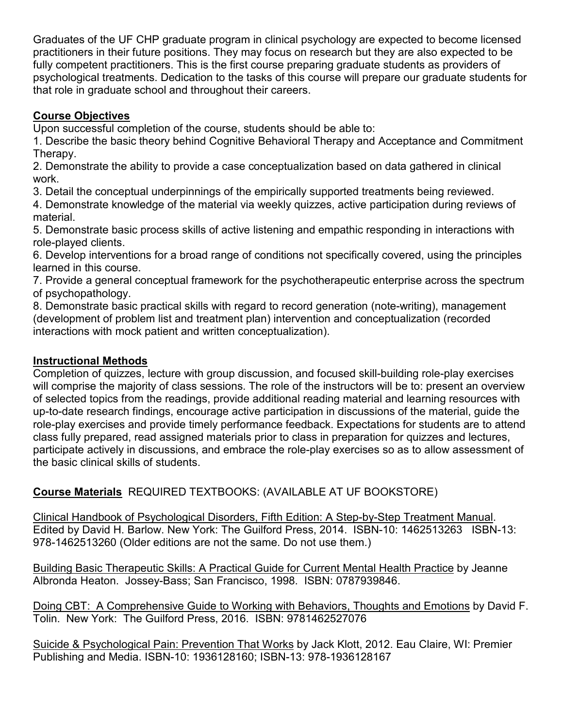Graduates of the UF CHP graduate program in clinical psychology are expected to become licensed practitioners in their future positions. They may focus on research but they are also expected to be fully competent practitioners. This is the first course preparing graduate students as providers of psychological treatments. Dedication to the tasks of this course will prepare our graduate students for that role in graduate school and throughout their careers.

## Course Objectives

Upon successful completion of the course, students should be able to:

1. Describe the basic theory behind Cognitive Behavioral Therapy and Acceptance and Commitment Therapy.
2. Demonstrate the ability to provide a case conceptualization based on data gathered in clinical work.
3. Detail the conceptual underpinnings of the empirically supported treatments being reviewed.
4. Demonstrate knowledge of the material via weekly quizzes, active participation during reviews of material.
5. Demonstrate basic process skills of active listening and empathic responding in interactions with role-played clients.
6. Develop interventions for a broad range of conditions not specifically covered, using the principles learned in this course.
7. Provide a general conceptual framework for the psychotherapeutic enterprise across the spectrum of psychopathology.
8. Demonstrate basic practical skills with regard to record generation (note-writing), management (development of problem list and treatment plan) intervention and conceptualization (recorded interactions with mock patient and written conceptualization).

## Instructional Methods

Completion of quizzes, lecture with group discussion, and focused skill-building role-play exercises will comprise the majority of class sessions. The role of the instructors will be to: present an overview of selected topics from the readings, provide additional reading material and learning resources with up-to-date research findings, encourage active participation in discussions of the material, guide the role-play exercises and provide timely performance feedback. Expectations for students are to attend class fully prepared, read assigned materials prior to class in preparation for quizzes and lectures, participate actively in discussions, and embrace the role-play exercises so as to allow assessment of the basic clinical skills of students.

## Course Materials REQUIRED TEXTBOOKS: (AVAILABLE AT UF BOOKSTORE)

Clinical Handbook of Psychological Disorders, Fifth Edition: A Step-by-Step Treatment Manual. Edited by David H. Barlow. New York: The Guilford Press, 2014. ISBN-10: 1462513263 ISBN-13: 978-1462513260 (Older editions are not the same. Do not use them.)

Building Basic Therapeutic Skills: A Practical Guide for Current Mental Health Practice by Jeanne Albronda Heaton. Jossey-Bass; San Francisco, 1998. ISBN: 0787939846.

Doing CBT: A Comprehensive Guide to Working with Behaviors, Thoughts and Emotions by David F. Tolin. New York: The Guilford Press, 2016. ISBN: 9781462527076

Suicide & Psychological Pain: Prevention That Works by Jack Klott, 2012. Eau Claire, WI: Premier Publishing and Media. ISBN-10: 1936128160; ISBN-13: 978-1936128167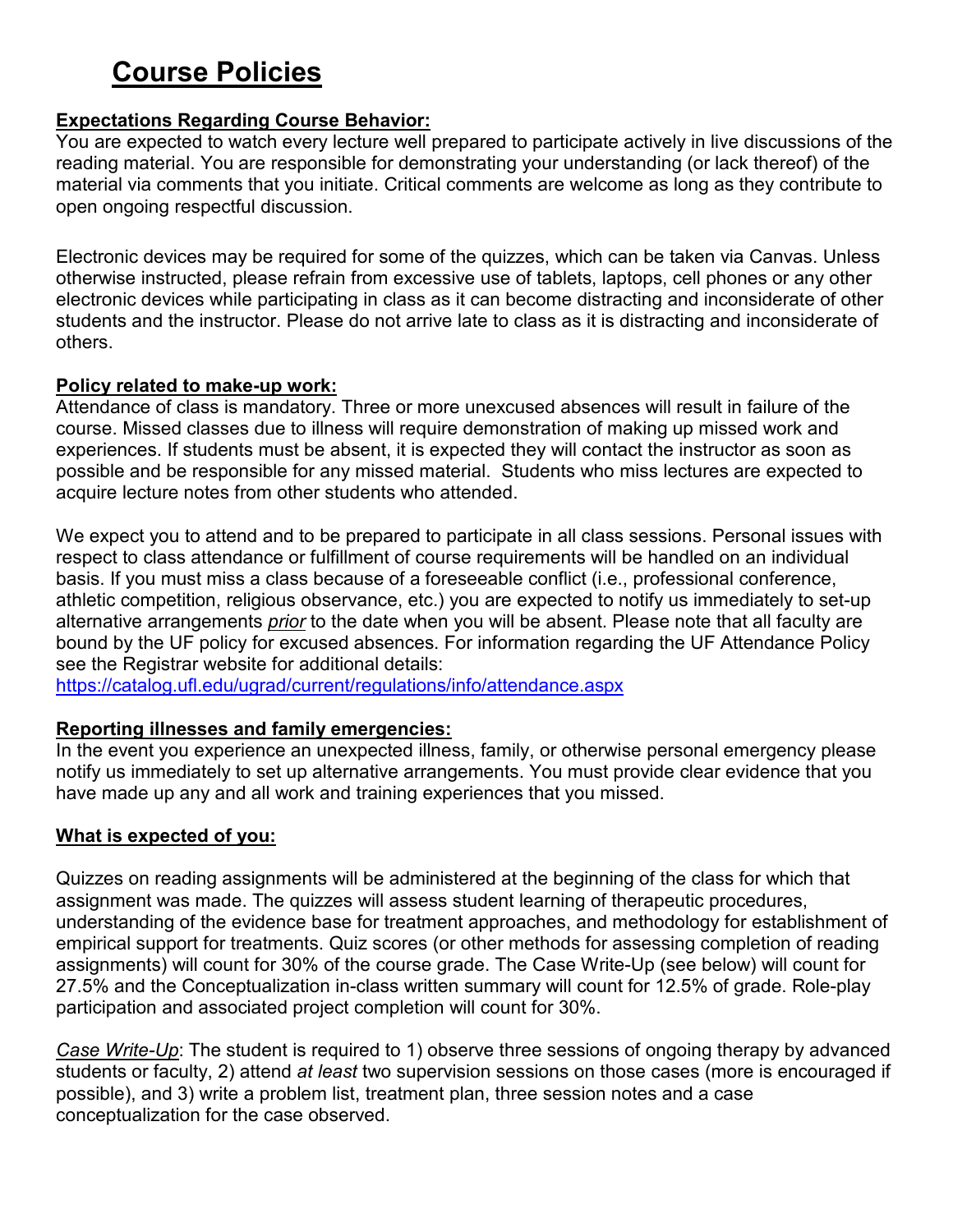# Course Policies

**Expectations Regarding Course Behavior:**

You are expected to watch every lecture well prepared to participate actively in live discussions of the reading material. You are responsible for demonstrating your understanding (or lack thereof) of the material via comments that you initiate. Critical comments are welcome as long as they contribute to open ongoing respectful discussion.

Electronic devices may be required for some of the quizzes, which can be taken via Canvas. Unless otherwise instructed, please refrain from excessive use of tablets, laptops, cell phones or any other electronic devices while participating in class as it can become distracting and inconsiderate of other students and the instructor. Please do not arrive late to class as it is distracting and inconsiderate of others.

**Policy related to make-up work:**

Attendance of class is mandatory. Three or more unexcused absences will result in failure of the course. Missed classes due to illness will require demonstration of making up missed work and experiences. If students must be absent, it is expected they will contact the instructor as soon as possible and be responsible for any missed material. Students who miss lectures are expected to acquire lecture notes from other students who attended.

We expect you to attend and to be prepared to participate in all class sessions. Personal issues with respect to class attendance or fulfillment of course requirements will be handled on an individual basis. If you must miss a class because of a foreseeable conflict (i.e., professional conference, athletic competition, religious observance, etc.) you are expected to notify us immediately to set-up alternative arrangements *prior* to the date when you will be absent. Please note that all faculty are bound by the UF policy for excused absences. For information regarding the UF Attendance Policy see the Registrar website for additional details:
https://catalog.ufl.edu/ugrad/current/regulations/info/attendance.aspx

**Reporting illnesses and family emergencies:**

In the event you experience an unexpected illness, family, or otherwise personal emergency please notify us immediately to set up alternative arrangements. You must provide clear evidence that you have made up any and all work and training experiences that you missed.

**What is expected of you:**

Quizzes on reading assignments will be administered at the beginning of the class for which that assignment was made. The quizzes will assess student learning of therapeutic procedures, understanding of the evidence base for treatment approaches, and methodology for establishment of empirical support for treatments. Quiz scores (or other methods for assessing completion of reading assignments) will count for 30% of the course grade. The Case Write-Up (see below) will count for 27.5% and the Conceptualization in-class written summary will count for 12.5% of grade. Role-play participation and associated project completion will count for 30%.

*Case Write-Up*: The student is required to 1) observe three sessions of ongoing therapy by advanced students or faculty, 2) attend *at least* two supervision sessions on those cases (more is encouraged if possible), and 3) write a problem list, treatment plan, three session notes and a case conceptualization for the case observed.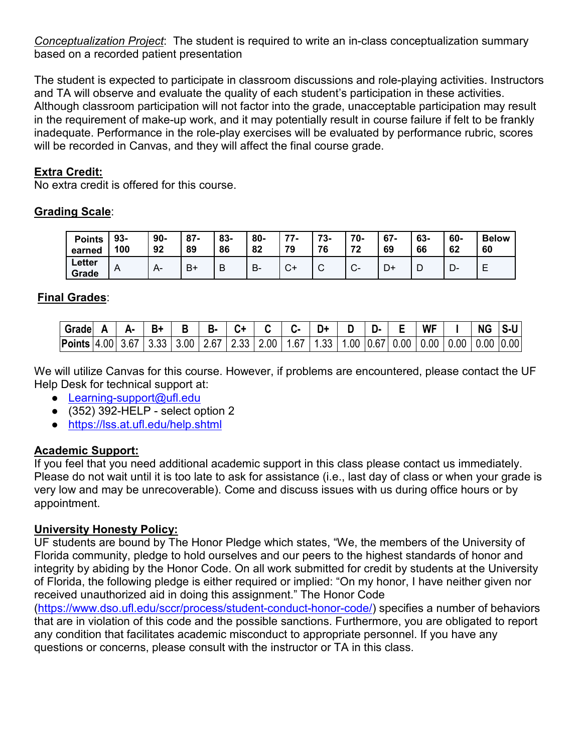*Conceptualization Project*: The student is required to write an in-class conceptualization summary based on a recorded patient presentation

The student is expected to participate in classroom discussions and role-playing activities. Instructors and TA will observe and evaluate the quality of each student's participation in these activities. Although classroom participation will not factor into the grade, unacceptable participation may result in the requirement of make-up work, and it may potentially result in course failure if felt to be frankly inadequate. Performance in the role-play exercises will be evaluated by performance rubric, scores will be recorded in Canvas, and they will affect the final course grade.

**Extra Credit:**

No extra credit is offered for this course.

**Grading Scale**:

| Points earned | 93-100 | 90-92 | 87-89 | 83-86 | 80-82 | 77-79 | 73-76 | 70-72 | 67-69 | 63-66 | 60-62 | Below 60 |
|---|---|---|---|---|---|---|---|---|---|---|---|---|
| Letter Grade | A | A- | B+ | B | B- | C+ | C | C- | D+ | D | D- | E |

**Final Grades**:

| Grade | A | A- | B+ | B | B- | C+ | C | C- | D+ | D | D- | E | WF | I | NG | S-U |
|---|---|---|---|---|---|---|---|---|---|---|---|---|---|---|---|---|
| Points | 4.00 | 3.67 | 3.33 | 3.00 | 2.67 | 2.33 | 2.00 | 1.67 | 1.33 | 1.00 | 0.67 | 0.00 | 0.00 | 0.00 | 0.00 | 0.00 |

We will utilize Canvas for this course. However, if problems are encountered, please contact the UF Help Desk for technical support at:

- Learning-support@ufl.edu
- (352) 392-HELP - select option 2
- https://lss.at.ufl.edu/help.shtml

**Academic Support:**

If you feel that you need additional academic support in this class please contact us immediately. Please do not wait until it is too late to ask for assistance (i.e., last day of class or when your grade is very low and may be unrecoverable). Come and discuss issues with us during office hours or by appointment.

**University Honesty Policy:**

UF students are bound by The Honor Pledge which states, "We, the members of the University of Florida community, pledge to hold ourselves and our peers to the highest standards of honor and integrity by abiding by the Honor Code. On all work submitted for credit by students at the University of Florida, the following pledge is either required or implied: "On my honor, I have neither given nor received unauthorized aid in doing this assignment." The Honor Code (https://www.dso.ufl.edu/sccr/process/student-conduct-honor-code/) specifies a number of behaviors that are in violation of this code and the possible sanctions. Furthermore, you are obligated to report any condition that facilitates academic misconduct to appropriate personnel. If you have any questions or concerns, please consult with the instructor or TA in this class.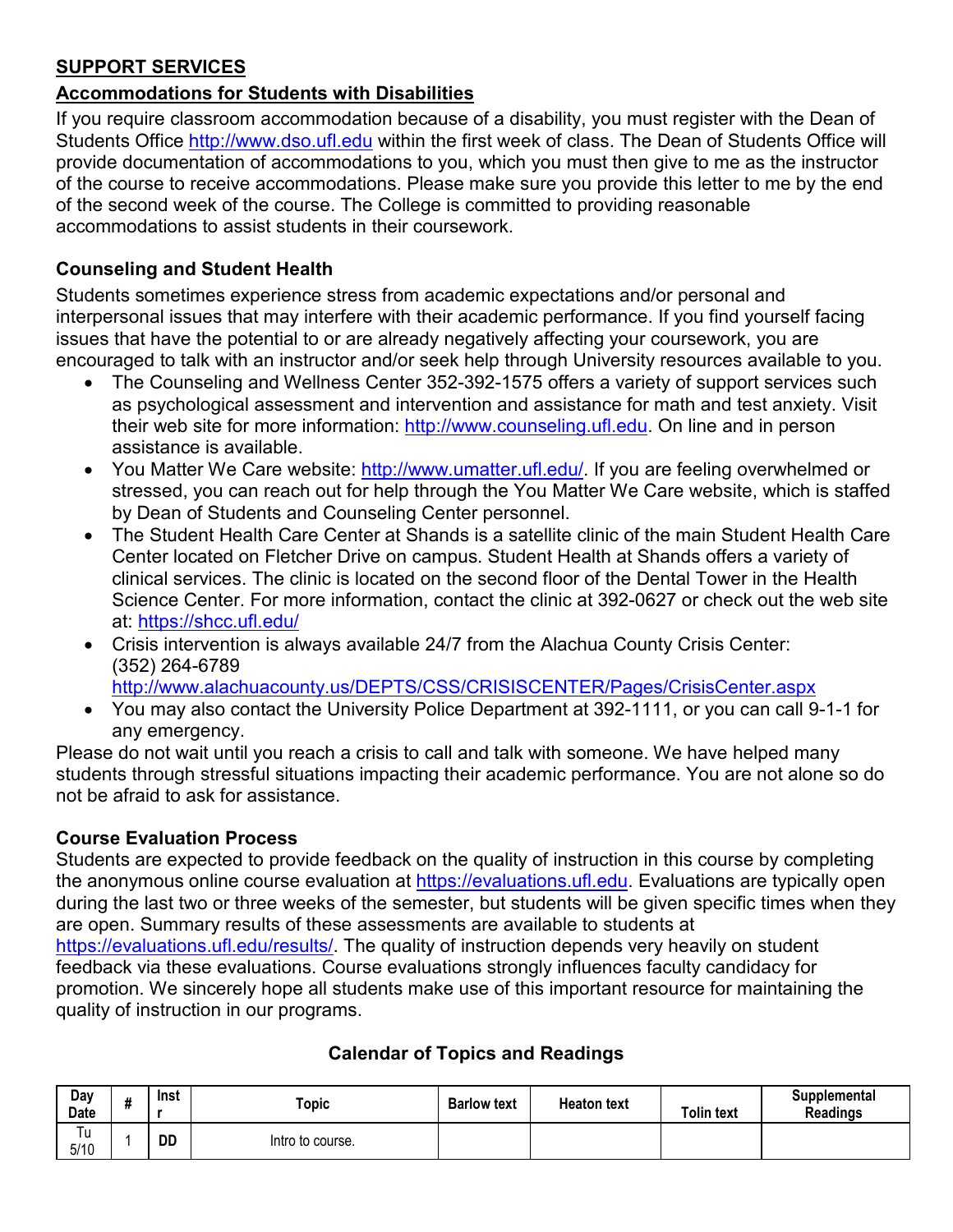## SUPPORT SERVICES

### Accommodations for Students with Disabilities

If you require classroom accommodation because of a disability, you must register with the Dean of Students Office http://www.dso.ufl.edu within the first week of class. The Dean of Students Office will provide documentation of accommodations to you, which you must then give to me as the instructor of the course to receive accommodations. Please make sure you provide this letter to me by the end of the second week of the course. The College is committed to providing reasonable accommodations to assist students in their coursework.

### Counseling and Student Health

Students sometimes experience stress from academic expectations and/or personal and interpersonal issues that may interfere with their academic performance. If you find yourself facing issues that have the potential to or are already negatively affecting your coursework, you are encouraged to talk with an instructor and/or seek help through University resources available to you.

- The Counseling and Wellness Center 352-392-1575 offers a variety of support services such as psychological assessment and intervention and assistance for math and test anxiety. Visit their web site for more information: http://www.counseling.ufl.edu. On line and in person assistance is available.
- You Matter We Care website: http://www.umatter.ufl.edu/. If you are feeling overwhelmed or stressed, you can reach out for help through the You Matter We Care website, which is staffed by Dean of Students and Counseling Center personnel.
- The Student Health Care Center at Shands is a satellite clinic of the main Student Health Care Center located on Fletcher Drive on campus. Student Health at Shands offers a variety of clinical services. The clinic is located on the second floor of the Dental Tower in the Health Science Center. For more information, contact the clinic at 392-0627 or check out the web site at: https://shcc.ufl.edu/
- Crisis intervention is always available 24/7 from the Alachua County Crisis Center: (352) 264-6789 http://www.alachuacounty.us/DEPTS/CSS/CRISISCENTER/Pages/CrisisCenter.aspx
- You may also contact the University Police Department at 392-1111, or you can call 9-1-1 for any emergency.

Please do not wait until you reach a crisis to call and talk with someone. We have helped many students through stressful situations impacting their academic performance. You are not alone so do not be afraid to ask for assistance.

### Course Evaluation Process

Students are expected to provide feedback on the quality of instruction in this course by completing the anonymous online course evaluation at https://evaluations.ufl.edu. Evaluations are typically open during the last two or three weeks of the semester, but students will be given specific times when they are open. Summary results of these assessments are available to students at https://evaluations.ufl.edu/results/. The quality of instruction depends very heavily on student feedback via these evaluations. Course evaluations strongly influences faculty candidacy for promotion. We sincerely hope all students make use of this important resource for maintaining the quality of instruction in our programs.

### Calendar of Topics and Readings

| Day Date | # | Instr | Topic | Barlow text | Heaton text | Tolin text | Supplemental Readings |
|---|---|---|---|---|---|---|---|
| Tu 5/10 | 1 | DD | Intro to course. | | | | |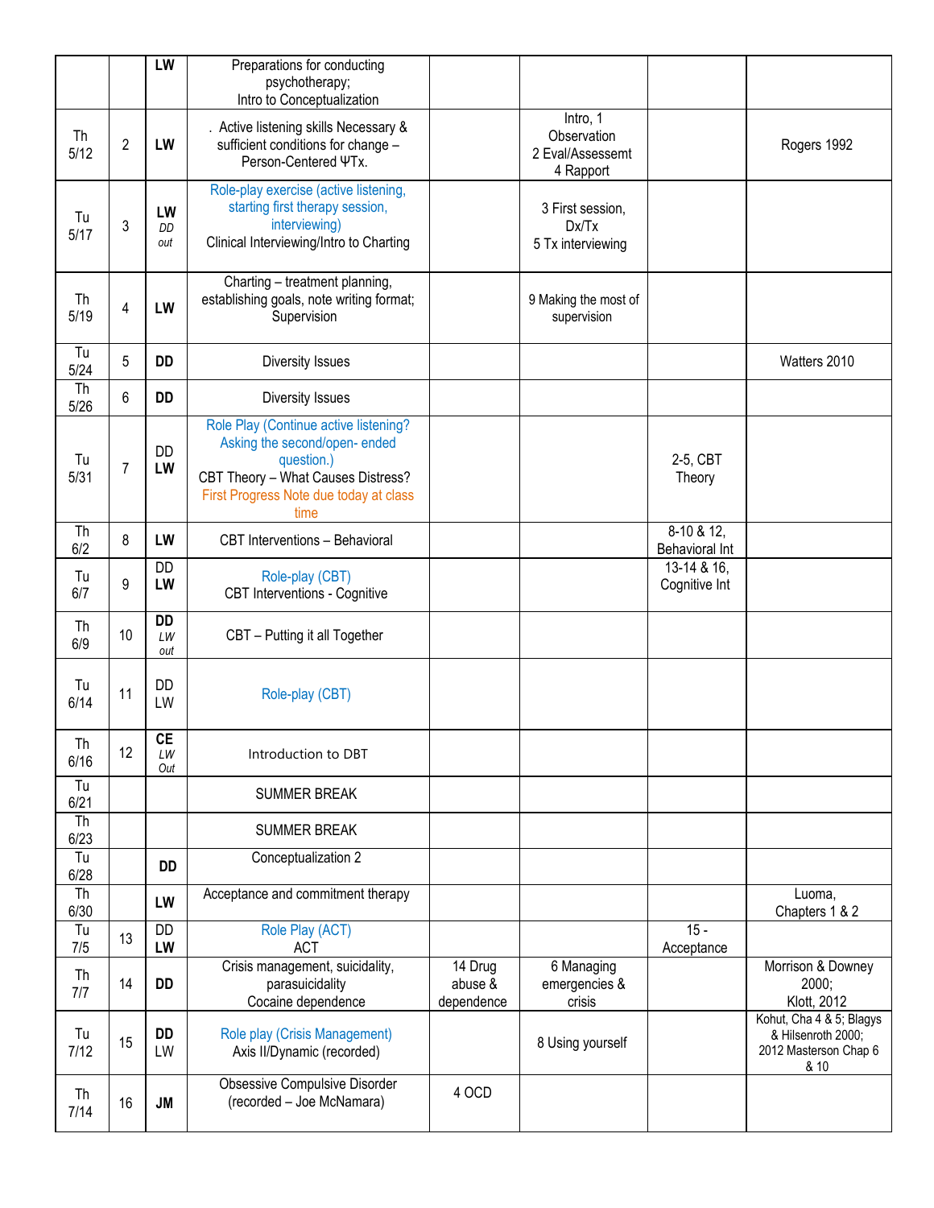| | | | | | | | |
|---|---|---|---|---|---|---|---|
| | | **LW** | Preparations for conducting psychotherapy; Intro to Conceptualization | | | | |
| Th 5/12 | 2 | **LW** | . Active listening skills Necessary & sufficient conditions for change – Person-Centered ΨTx. | | Intro, 1 Observation 2 Eval/Assessemt 4 Rapport | | Rogers 1992 |
| Tu 5/17 | 3 | **LW** *DD out* | Role-play exercise (active listening, starting first therapy session, interviewing) Clinical Interviewing/Intro to Charting | | 3 First session, Dx/Tx 5 Tx interviewing | | |
| Th 5/19 | 4 | **LW** | Charting – treatment planning, establishing goals, note writing format; Supervision | | 9 Making the most of supervision | | |
| Tu 5/24 | 5 | **DD** | Diversity Issues | | | | Watters 2010 |
| Th 5/26 | 6 | **DD** | Diversity Issues | | | | |
| Tu 5/31 | 7 | DD **LW** | Role Play (Continue active listening? Asking the second/open- ended question.) CBT Theory – What Causes Distress? First Progress Note due today at class time | | | 2-5, CBT Theory | |
| Th 6/2 | 8 | **LW** | CBT Interventions – Behavioral | | | 8-10 & 12, Behavioral Int | |
| Tu 6/7 | 9 | DD **LW** | Role-play (CBT) CBT Interventions - Cognitive | | | 13-14 & 16, Cognitive Int | |
| Th 6/9 | 10 | **DD** *LW out* | CBT – Putting it all Together | | | | |
| Tu 6/14 | 11 | DD LW | Role-play (CBT) | | | | |
| Th 6/16 | 12 | **CE** *LW Out* | Introduction to DBT | | | | |
| Tu 6/21 | | | SUMMER BREAK | | | | |
| Th 6/23 | | | SUMMER BREAK | | | | |
| Tu 6/28 | | **DD** | Conceptualization 2 | | | | |
| Th 6/30 | | **LW** | Acceptance and commitment therapy | | | | Luoma, Chapters 1 & 2 |
| Tu 7/5 | 13 | DD **LW** | Role Play (ACT) ACT | | | 15 - Acceptance | |
| Th 7/7 | 14 | **DD** | Crisis management, suicidality, parasuicidality Cocaine dependence | 14 Drug abuse & dependence | 6 Managing emergencies & crisis | | Morrison & Downey 2000; Klott, 2012 |
| Tu 7/12 | 15 | **DD** LW | Role play (Crisis Management) Axis II/Dynamic (recorded) | | 8 Using yourself | | Kohut, Cha 4 & 5; Blagys & Hilsenroth 2000; 2012 Masterson Chap 6 & 10 |
| Th 7/14 | 16 | **JM** | Obsessive Compulsive Disorder (recorded – Joe McNamara) | 4 OCD | | | |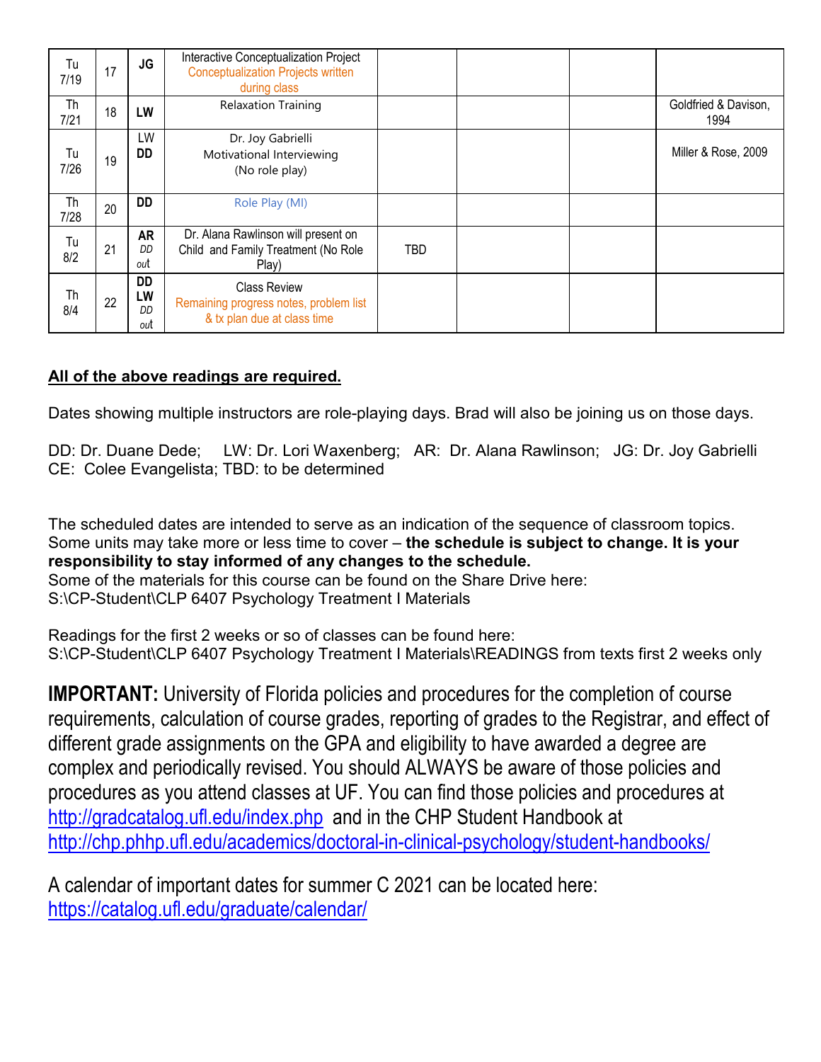| | | | | | | | |
|---|---|---|---|---|---|---|---|
| Tu 7/19 | 17 | **JG** | Interactive Conceptualization Project Conceptualization Projects written during class | | | | |
| Th 7/21 | 18 | **LW** | Relaxation Training | | | | Goldfried & Davison, 1994 |
| Tu 7/26 | 19 | LW **DD** | Dr. Joy Gabrielli Motivational Interviewing (No role play) | | | | Miller & Rose, 2009 |
| Th 7/28 | 20 | **DD** | Role Play (MI) | | | | |
| Tu 8/2 | 21 | **AR** *DD out* | Dr. Alana Rawlinson will present on Child and Family Treatment (No Role Play) | TBD | | | |
| Th 8/4 | 22 | **DD LW** *DD out* | Class Review Remaining progress notes, problem list & tx plan due at class time | | | | |

**All of the above readings are required.**

Dates showing multiple instructors are role-playing days. Brad will also be joining us on those days.

DD: Dr. Duane Dede; LW: Dr. Lori Waxenberg; AR: Dr. Alana Rawlinson; JG: Dr. Joy Gabrielli
CE: Colee Evangelista; TBD: to be determined

The scheduled dates are intended to serve as an indication of the sequence of classroom topics. Some units may take more or less time to cover – **the schedule is subject to change. It is your responsibility to stay informed of any changes to the schedule.**
Some of the materials for this course can be found on the Share Drive here:
S:\CP-Student\CLP 6407 Psychology Treatment I Materials

Readings for the first 2 weeks or so of classes can be found here:
S:\CP-Student\CLP 6407 Psychology Treatment I Materials\READINGS from texts first 2 weeks only

**IMPORTANT:** University of Florida policies and procedures for the completion of course requirements, calculation of course grades, reporting of grades to the Registrar, and effect of different grade assignments on the GPA and eligibility to have awarded a degree are complex and periodically revised. You should ALWAYS be aware of those policies and procedures as you attend classes at UF. You can find those policies and procedures at http://gradcatalog.ufl.edu/index.php and in the CHP Student Handbook at http://chp.phhp.ufl.edu/academics/doctoral-in-clinical-psychology/student-handbooks/

A calendar of important dates for summer C 2021 can be located here:
https://catalog.ufl.edu/graduate/calendar/